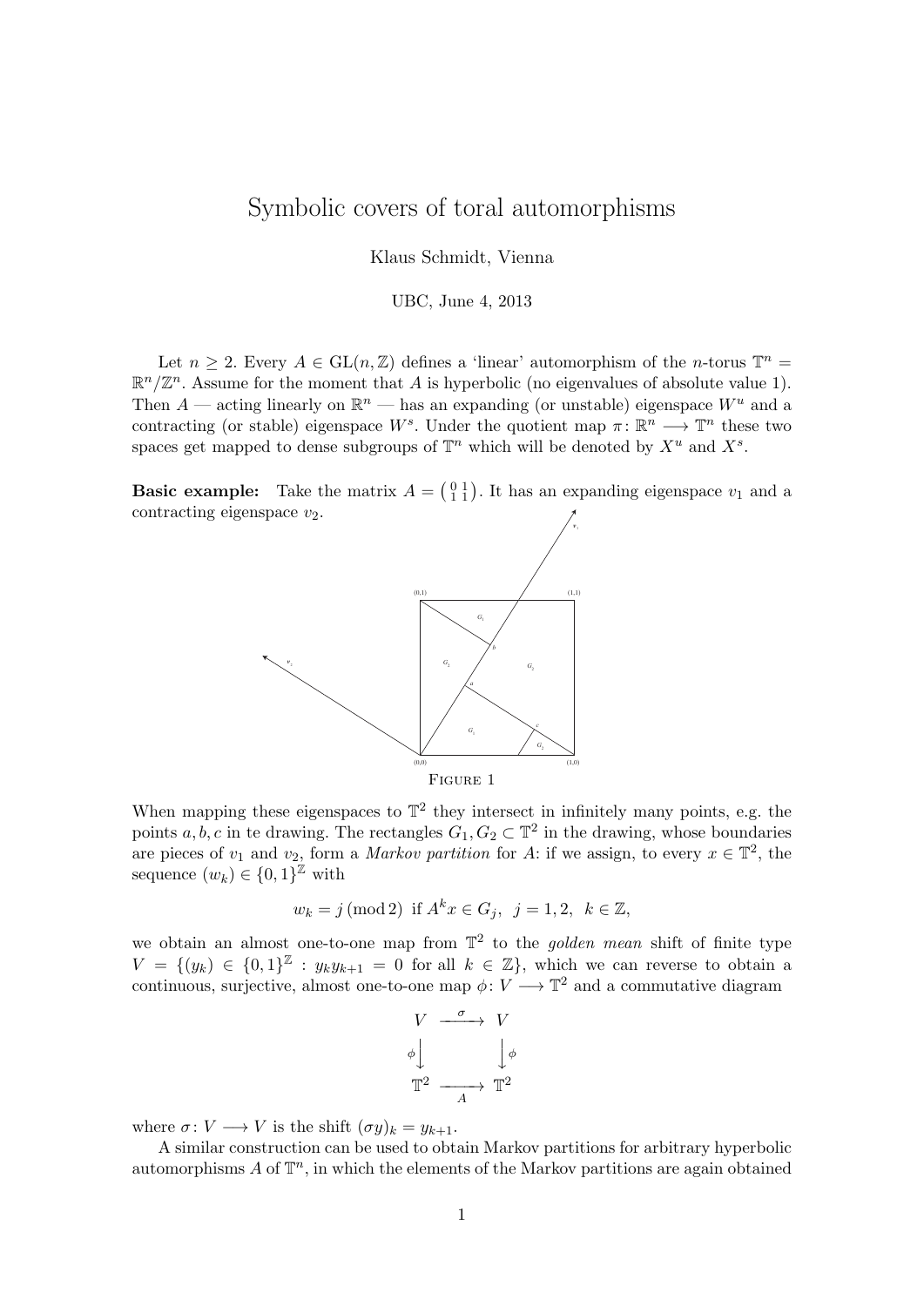# Symbolic covers of toral automorphisms

Klaus Schmidt, Vienna

UBC, June 4, 2013

Let $n \geq 2$. Every $A \in \mathrm{GL}(n, \mathbb{Z})$ defines a 'linear' automorphism of the $n$-torus $\mathbb{T}^n = \mathbb{R}^n/\mathbb{Z}^n$. Assume for the moment that $A$ is hyperbolic (no eigenvalues of absolute value 1). Then $A$ — acting linearly on $\mathbb{R}^n$ — has an expanding (or unstable) eigenspace $W^u$ and a contracting (or stable) eigenspace $W^s$. Under the quotient map $\pi \colon \mathbb{R}^n \longrightarrow \mathbb{T}^n$ these two spaces get mapped to dense subgroups of $\mathbb{T}^n$ which will be denoted by $X^u$ and $X^s$.

**Basic example:** Take the matrix $A = \left(\begin{smallmatrix} 0 & 1 \\ 1 & 1 \end{smallmatrix}\right)$. It has an expanding eigenspace $v_1$ and a contracting eigenspace $v_2$.

Figure 1

When mapping these eigenspaces to $\mathbb{T}^2$ they intersect in infinitely many points, e.g. the points $a, b, c$ in te drawing. The rectangles $G_1, G_2 \subset \mathbb{T}^2$ in the drawing, whose boundaries are pieces of $v_1$ and $v_2$, form a *Markov partition* for $A$: if we assign, to every $x \in \mathbb{T}^2$, the sequence $(w_k) \in \{0,1\}^{\mathbb{Z}}$ with

$$w_k = j \,(\mathrm{mod}\, 2) \;\text{ if } A^k x \in G_j, \;\; j = 1, 2, \;\; k \in \mathbb{Z},$$

we obtain an almost one-to-one map from $\mathbb{T}^2$ to the *golden mean* shift of finite type $V = \{(y_k) \in \{0,1\}^{\mathbb{Z}} : y_k y_{k+1} = 0 \text{ for all } k \in \mathbb{Z}\}$, which we can reverse to obtain a continuous, surjective, almost one-to-one map $\phi \colon V \longrightarrow \mathbb{T}^2$ and a commutative diagram

$$\begin{array}{ccc} V & \xrightarrow{\;\sigma\;} & V \\ {\scriptstyle\phi}\big\downarrow & & \big\downarrow{\scriptstyle\phi} \\ \mathbb{T}^2 & \xrightarrow[\;A\;]{} & \mathbb{T}^2 \end{array}$$

where $\sigma \colon V \longrightarrow V$ is the shift $(\sigma y)_k = y_{k+1}$.

A similar construction can be used to obtain Markov partitions for arbitrary hyperbolic automorphisms $A$ of $\mathbb{T}^n$, in which the elements of the Markov partitions are again obtained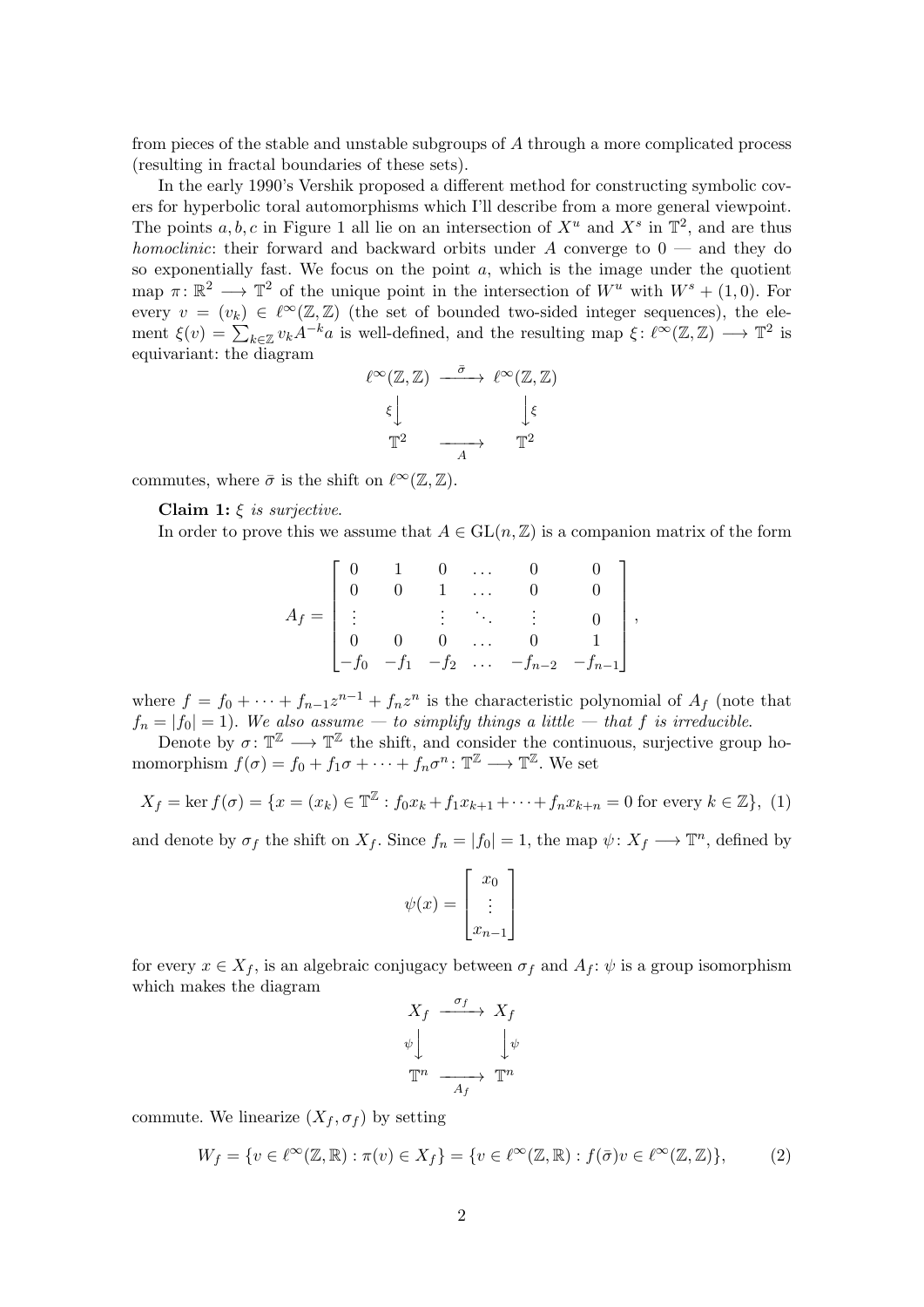from pieces of the stable and unstable subgroups of $A$ through a more complicated process (resulting in fractal boundaries of these sets).

In the early 1990's Vershik proposed a different method for constructing symbolic covers for hyperbolic toral automorphisms which I'll describe from a more general viewpoint. The points $a, b, c$ in Figure 1 all lie on an intersection of $X^u$ and $X^s$ in $\mathbb{T}^2$, and are thus *homoclinic*: their forward and backward orbits under $A$ converge to $0$ — and they do so exponentially fast. We focus on the point $a$, which is the image under the quotient map $\pi\colon \mathbb{R}^2 \longrightarrow \mathbb{T}^2$ of the unique point in the intersection of $W^u$ with $W^s + (1,0)$. For every $v = (v_k) \in \ell^\infty(\mathbb{Z},\mathbb{Z})$ (the set of bounded two-sided integer sequences), the element $\xi(v) = \sum_{k\in\mathbb{Z}} v_k A^{-k} a$ is well-defined, and the resulting map $\xi\colon \ell^\infty(\mathbb{Z},\mathbb{Z}) \longrightarrow \mathbb{T}^2$ is equivariant: the diagram

$$
\begin{array}{ccc}
\ell^\infty(\mathbb{Z},\mathbb{Z}) & \xrightarrow{\ \bar\sigma\ } & \ell^\infty(\mathbb{Z},\mathbb{Z}) \\
{\scriptstyle\xi}\downarrow & & \downarrow{\scriptstyle\xi} \\
\mathbb{T}^2 & \xrightarrow[A]{} & \mathbb{T}^2
\end{array}
$$

commutes, where $\bar\sigma$ is the shift on $\ell^\infty(\mathbb{Z},\mathbb{Z})$.

**Claim 1:** *$\xi$ is surjective.*

In order to prove this we assume that $A \in \mathrm{GL}(n,\mathbb{Z})$ is a companion matrix of the form

$$
A_f = \begin{bmatrix}
0 & 1 & 0 & \dots & 0 & 0 \\
0 & 0 & 1 & \dots & 0 & 0 \\
\vdots & & \vdots & \ddots & \vdots & 0 \\
0 & 0 & 0 & \dots & 0 & 1 \\
-f_0 & -f_1 & -f_2 & \dots & -f_{n-2} & -f_{n-1}
\end{bmatrix},
$$

where $f = f_0 + \dots + f_{n-1}z^{n-1} + f_n z^n$ is the characteristic polynomial of $A_f$ (note that $f_n = |f_0| = 1$). *We also assume — to simplify things a little — that $f$ is irreducible.*

Denote by $\sigma\colon \mathbb{T}^\mathbb{Z} \longrightarrow \mathbb{T}^\mathbb{Z}$ the shift, and consider the continuous, surjective group homomorphism $f(\sigma) = f_0 + f_1\sigma + \dots + f_n\sigma^n \colon \mathbb{T}^\mathbb{Z} \longrightarrow \mathbb{T}^\mathbb{Z}$. We set

$$
X_f = \ker f(\sigma) = \{x = (x_k) \in \mathbb{T}^\mathbb{Z} : f_0 x_k + f_1 x_{k+1} + \dots + f_n x_{k+n} = 0 \text{ for every } k \in \mathbb{Z}\}, \quad (1)
$$

and denote by $\sigma_f$ the shift on $X_f$. Since $f_n = |f_0| = 1$, the map $\psi\colon X_f \longrightarrow \mathbb{T}^n$, defined by

$$
\psi(x) = \begin{bmatrix} x_0 \\ \vdots \\ x_{n-1} \end{bmatrix}
$$

for every $x \in X_f$, is an algebraic conjugacy between $\sigma_f$ and $A_f$: $\psi$ is a group isomorphism which makes the diagram

$$
\begin{array}{ccc}
X_f & \xrightarrow{\ \sigma_f\ } & X_f \\
{\scriptstyle\psi}\downarrow & & \downarrow{\scriptstyle\psi} \\
\mathbb{T}^n & \xrightarrow[A_f]{} & \mathbb{T}^n
\end{array}
$$

commute. We linearize $(X_f, \sigma_f)$ by setting

$$
W_f = \{v \in \ell^\infty(\mathbb{Z},\mathbb{R}) : \pi(v) \in X_f\} = \{v \in \ell^\infty(\mathbb{Z},\mathbb{R}) : f(\bar\sigma)v \in \ell^\infty(\mathbb{Z},\mathbb{Z})\}, \quad (2)
$$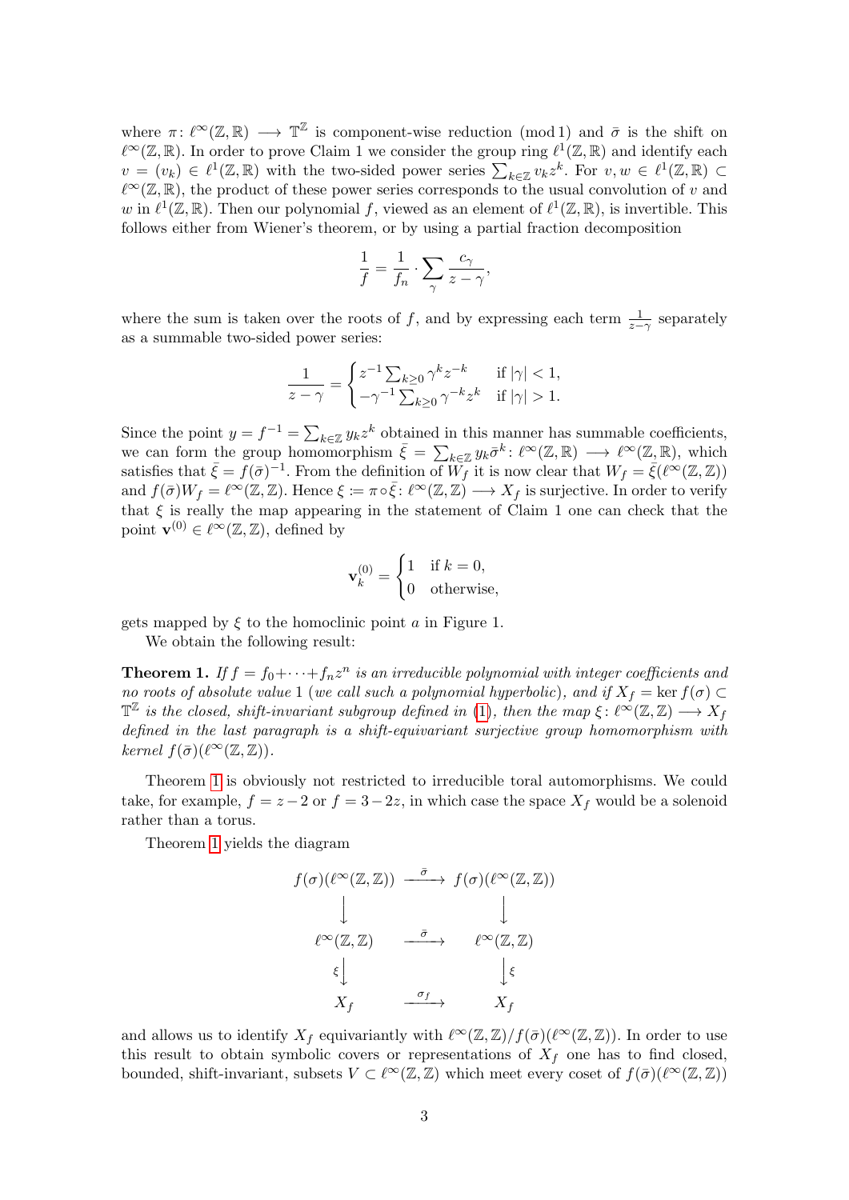where $\pi\colon \ell^\infty(\mathbb{Z},\mathbb{R}) \longrightarrow \mathbb{T}^{\mathbb{Z}}$ is component-wise reduction (mod 1) and $\bar{\sigma}$ is the shift on $\ell^\infty(\mathbb{Z},\mathbb{R})$. In order to prove Claim 1 we consider the group ring $\ell^1(\mathbb{Z},\mathbb{R})$ and identify each $v = (v_k) \in \ell^1(\mathbb{Z},\mathbb{R})$ with the two-sided power series $\sum_{k\in\mathbb{Z}} v_k z^k$. For $v, w \in \ell^1(\mathbb{Z},\mathbb{R}) \subset \ell^\infty(\mathbb{Z},\mathbb{R})$, the product of these power series corresponds to the usual convolution of $v$ and $w$ in $\ell^1(\mathbb{Z},\mathbb{R})$. Then our polynomial $f$, viewed as an element of $\ell^1(\mathbb{Z},\mathbb{R})$, is invertible. This follows either from Wiener's theorem, or by using a partial fraction decomposition

$$\frac{1}{f} = \frac{1}{f_n} \cdot \sum_{\gamma} \frac{c_\gamma}{z-\gamma},$$

where the sum is taken over the roots of $f$, and by expressing each term $\frac{1}{z-\gamma}$ separately as a summable two-sided power series:

$$\frac{1}{z-\gamma} = \begin{cases} z^{-1}\sum_{k\geq 0}\gamma^k z^{-k} & \text{if } |\gamma|<1, \\ -\gamma^{-1}\sum_{k\geq 0}\gamma^{-k}z^k & \text{if } |\gamma|>1. \end{cases}$$

Since the point $y = f^{-1} = \sum_{k\in\mathbb{Z}} y_k z^k$ obtained in this manner has summable coefficients, we can form the group homomorphism $\bar{\xi} = \sum_{k\in\mathbb{Z}} y_k \bar{\sigma}^k \colon \ell^\infty(\mathbb{Z},\mathbb{R}) \longrightarrow \ell^\infty(\mathbb{Z},\mathbb{R})$, which satisfies that $\bar{\xi} = f(\bar{\sigma})^{-1}$. From the definition of $W_f$ it is now clear that $W_f = \bar{\xi}(\ell^\infty(\mathbb{Z},\mathbb{Z}))$ and $f(\bar{\sigma})W_f = \ell^\infty(\mathbb{Z},\mathbb{Z})$. Hence $\xi := \pi\circ\bar{\xi}\colon \ell^\infty(\mathbb{Z},\mathbb{Z}) \longrightarrow X_f$ is surjective. In order to verify that $\xi$ is really the map appearing in the statement of Claim 1 one can check that the point $\mathbf{v}^{(0)} \in \ell^\infty(\mathbb{Z},\mathbb{Z})$, defined by

$$\mathbf{v}^{(0)}_k = \begin{cases} 1 & \text{if } k=0, \\ 0 & \text{otherwise,} \end{cases}$$

gets mapped by $\xi$ to the homoclinic point $a$ in Figure 1.

We obtain the following result:

**Theorem 1.** *If $f = f_0 + \cdots + f_n z^n$ is an irreducible polynomial with integer coefficients and no roots of absolute value 1 (we call such a polynomial hyperbolic), and if $X_f = \ker f(\sigma) \subset \mathbb{T}^{\mathbb{Z}}$ is the closed, shift-invariant subgroup defined in (1), then the map $\xi\colon \ell^\infty(\mathbb{Z},\mathbb{Z}) \longrightarrow X_f$ defined in the last paragraph is a shift-equivariant surjective group homomorphism with kernel $f(\bar{\sigma})(\ell^\infty(\mathbb{Z},\mathbb{Z}))$.*

Theorem 1 is obviously not restricted to irreducible toral automorphisms. We could take, for example, $f = z-2$ or $f = 3-2z$, in which case the space $X_f$ would be a solenoid rather than a torus.

Theorem 1 yields the diagram

$$\begin{array}{ccc}
f(\sigma)(\ell^\infty(\mathbb{Z},\mathbb{Z})) & \xrightarrow{\ \bar{\sigma}\ } & f(\sigma)(\ell^\infty(\mathbb{Z},\mathbb{Z})) \\
\big\downarrow & & \big\downarrow \\
\ell^\infty(\mathbb{Z},\mathbb{Z}) & \xrightarrow{\ \bar{\sigma}\ } & \ell^\infty(\mathbb{Z},\mathbb{Z}) \\
{\scriptstyle\xi}\big\downarrow & & \big\downarrow{\scriptstyle\xi} \\
X_f & \xrightarrow{\ \sigma_f\ } & X_f
\end{array}$$

and allows us to identify $X_f$ equivariantly with $\ell^\infty(\mathbb{Z},\mathbb{Z})/f(\bar{\sigma})(\ell^\infty(\mathbb{Z},\mathbb{Z}))$. In order to use this result to obtain symbolic covers or representations of $X_f$ one has to find closed, bounded, shift-invariant, subsets $V \subset \ell^\infty(\mathbb{Z},\mathbb{Z})$ which meet every coset of $f(\bar{\sigma})(\ell^\infty(\mathbb{Z},\mathbb{Z}))$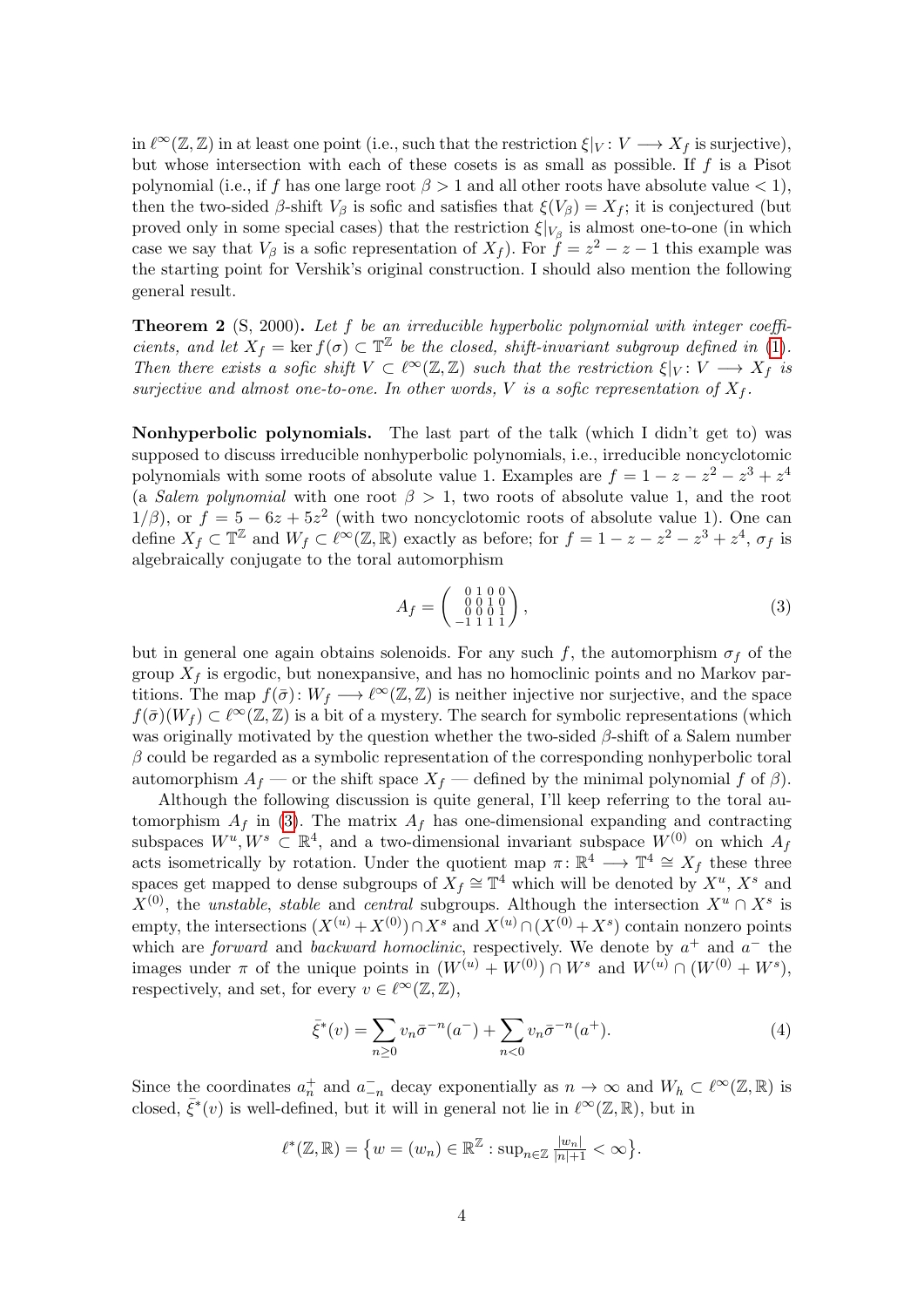in $\ell^\infty(\mathbb{Z},\mathbb{Z})$ in at least one point (i.e., such that the restriction $\xi|_V : V \longrightarrow X_f$ is surjective), but whose intersection with each of these cosets is as small as possible. If $f$ is a Pisot polynomial (i.e., if $f$ has one large root $\beta > 1$ and all other roots have absolute value $< 1$), then the two-sided $\beta$-shift $V_\beta$ is sofic and satisfies that $\xi(V_\beta) = X_f$; it is conjectured (but proved only in some special cases) that the restriction $\xi|_{V_\beta}$ is almost one-to-one (in which case we say that $V_\beta$ is a sofic representation of $X_f$). For $f = z^2 - z - 1$ this example was the starting point for Vershik's original construction. I should also mention the following general result.

**Theorem 2** (S, 2000)**.** *Let $f$ be an irreducible hyperbolic polynomial with integer coefficients, and let $X_f = \ker f(\sigma) \subset \mathbb{T}^\mathbb{Z}$ be the closed, shift-invariant subgroup defined in (1). Then there exists a sofic shift $V \subset \ell^\infty(\mathbb{Z},\mathbb{Z})$ such that the restriction $\xi|_V : V \longrightarrow X_f$ is surjective and almost one-to-one. In other words, $V$ is a sofic representation of $X_f$.*

**Nonhyperbolic polynomials.** The last part of the talk (which I didn't get to) was supposed to discuss irreducible nonhyperbolic polynomials, i.e., irreducible noncyclotomic polynomials with some roots of absolute value 1. Examples are $f = 1 - z - z^2 - z^3 + z^4$ (a *Salem polynomial* with one root $\beta > 1$, two roots of absolute value 1, and the root $1/\beta$), or $f = 5 - 6z + 5z^2$ (with two noncyclotomic roots of absolute value 1). One can define $X_f \subset \mathbb{T}^\mathbb{Z}$ and $W_f \subset \ell^\infty(\mathbb{Z},\mathbb{R})$ exactly as before; for $f = 1 - z - z^2 - z^3 + z^4$, $\sigma_f$ is algebraically conjugate to the toral automorphism

$$A_f = \begin{pmatrix} 0 & 1 & 0 & 0 \\ 0 & 0 & 1 & 0 \\ 0 & 0 & 0 & 1 \\ -1 & 1 & 1 & 1 \end{pmatrix}, \tag{3}$$

but in general one again obtains solenoids. For any such $f$, the automorphism $\sigma_f$ of the group $X_f$ is ergodic, but nonexpansive, and has no homoclinic points and no Markov partitions. The map $f(\bar{\sigma}) : W_f \longrightarrow \ell^\infty(\mathbb{Z},\mathbb{Z})$ is neither injective nor surjective, and the space $f(\bar{\sigma})(W_f) \subset \ell^\infty(\mathbb{Z},\mathbb{Z})$ is a bit of a mystery. The search for symbolic representations (which was originally motivated by the question whether the two-sided $\beta$-shift of a Salem number $\beta$ could be regarded as a symbolic representation of the corresponding nonhyperbolic toral automorphism $A_f$ — or the shift space $X_f$ — defined by the minimal polynomial $f$ of $\beta$).

Although the following discussion is quite general, I'll keep referring to the toral automorphism $A_f$ in (3). The matrix $A_f$ has one-dimensional expanding and contracting subspaces $W^u, W^s \subset \mathbb{R}^4$, and a two-dimensional invariant subspace $W^{(0)}$ on which $A_f$ acts isometrically by rotation. Under the quotient map $\pi : \mathbb{R}^4 \longrightarrow \mathbb{T}^4 \cong X_f$ these three spaces get mapped to dense subgroups of $X_f \cong \mathbb{T}^4$ which will be denoted by $X^u$, $X^s$ and $X^{(0)}$, the *unstable*, *stable* and *central* subgroups. Although the intersection $X^u \cap X^s$ is empty, the intersections $(X^{(u)} + X^{(0)}) \cap X^s$ and $X^{(u)} \cap (X^{(0)} + X^s)$ contain nonzero points which are *forward* and *backward homoclinic*, respectively. We denote by $a^+$ and $a^-$ the images under $\pi$ of the unique points in $(W^{(u)} + W^{(0)}) \cap W^s$ and $W^{(u)} \cap (W^{(0)} + W^s)$, respectively, and set, for every $v \in \ell^\infty(\mathbb{Z},\mathbb{Z})$,

$$\bar{\xi}^*(v) = \sum_{n \geq 0} v_n \bar{\sigma}^{-n}(a^-) + \sum_{n<0} v_n \bar{\sigma}^{-n}(a^+). \tag{4}$$

Since the coordinates $a_n^+$ and $a_{-n}^-$ decay exponentially as $n \to \infty$ and $W_h \subset \ell^\infty(\mathbb{Z},\mathbb{R})$ is closed, $\bar{\xi}^*(v)$ is well-defined, but it will in general not lie in $\ell^\infty(\mathbb{Z},\mathbb{R})$, but in

$$\ell^*(\mathbb{Z},\mathbb{R}) = \left\{ w = (w_n) \in \mathbb{R}^\mathbb{Z} : \sup_{n \in \mathbb{Z}} \tfrac{|w_n|}{|n|+1} < \infty \right\}.$$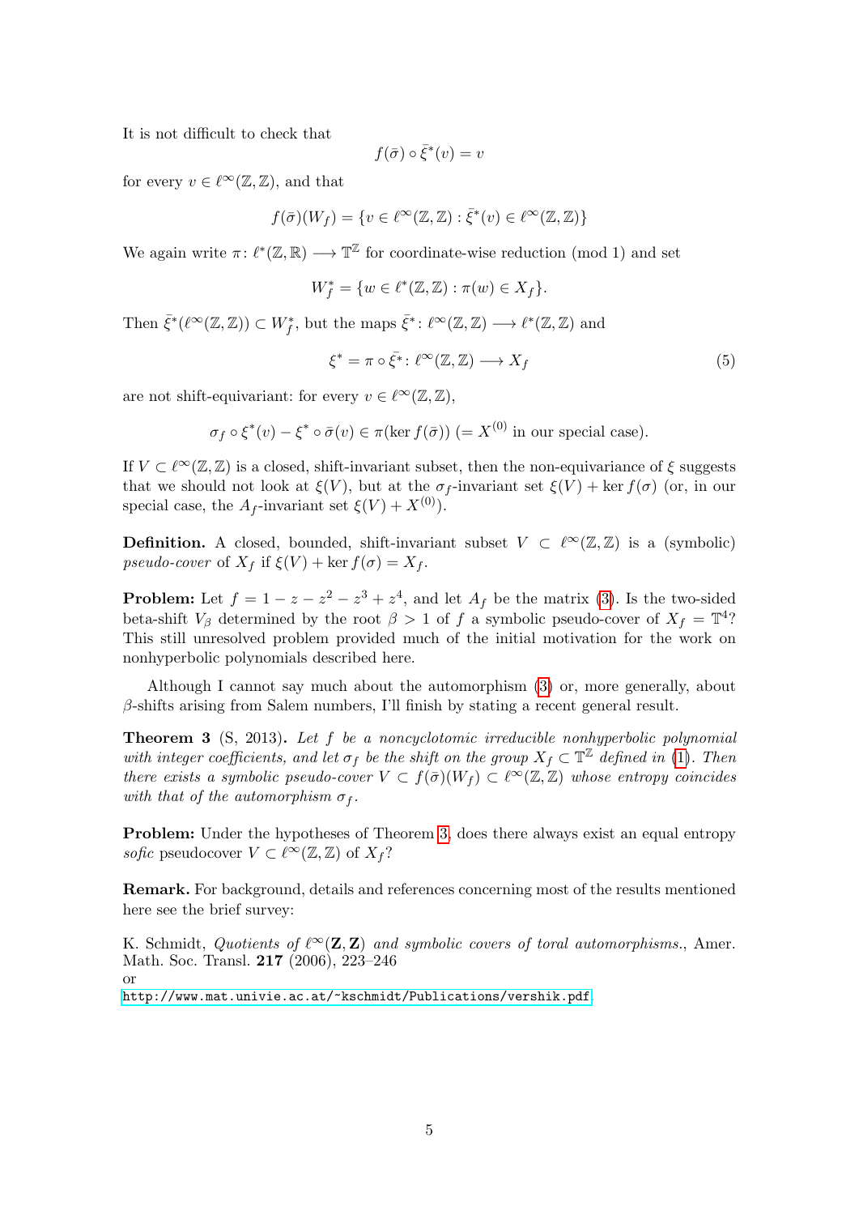It is not difficult to check that

$$f(\bar{\sigma}) \circ \bar{\xi}^*(v) = v$$

for every $v \in \ell^\infty(\mathbb{Z}, \mathbb{Z})$, and that

$$f(\bar{\sigma})(W_f) = \{v \in \ell^\infty(\mathbb{Z}, \mathbb{Z}) : \bar{\xi}^*(v) \in \ell^\infty(\mathbb{Z}, \mathbb{Z})\}$$

We again write $\pi \colon \ell^*(\mathbb{Z}, \mathbb{R}) \longrightarrow \mathbb{T}^\mathbb{Z}$ for coordinate-wise reduction (mod 1) and set

$$W_f^* = \{w \in \ell^*(\mathbb{Z}, \mathbb{Z}) : \pi(w) \in X_f\}.$$

Then $\bar{\xi}^*(\ell^\infty(\mathbb{Z}, \mathbb{Z})) \subset W_f^*$, but the maps $\bar{\xi}^* \colon \ell^\infty(\mathbb{Z}, \mathbb{Z}) \longrightarrow \ell^*(\mathbb{Z}, \mathbb{Z})$ and

$$\xi^* = \pi \circ \bar{\xi}^* \colon \ell^\infty(\mathbb{Z}, \mathbb{Z}) \longrightarrow X_f \tag{5}$$

are not shift-equivariant: for every $v \in \ell^\infty(\mathbb{Z}, \mathbb{Z})$,

$$\sigma_f \circ \xi^*(v) - \xi^* \circ \bar{\sigma}(v) \in \pi(\ker f(\bar{\sigma})) \; (= X^{(0)} \text{ in our special case}).$$

If $V \subset \ell^\infty(\mathbb{Z}, \mathbb{Z})$ is a closed, shift-invariant subset, then the non-equivariance of $\xi$ suggests that we should not look at $\xi(V)$, but at the $\sigma_f$-invariant set $\xi(V) + \ker f(\sigma)$ (or, in our special case, the $A_f$-invariant set $\xi(V) + X^{(0)}$).

**Definition.** A closed, bounded, shift-invariant subset $V \subset \ell^\infty(\mathbb{Z}, \mathbb{Z})$ is a (symbolic) *pseudo-cover* of $X_f$ if $\xi(V) + \ker f(\sigma) = X_f$.

**Problem:** Let $f = 1 - z - z^2 - z^3 + z^4$, and let $A_f$ be the matrix (3). Is the two-sided beta-shift $V_\beta$ determined by the root $\beta > 1$ of $f$ a symbolic pseudo-cover of $X_f = \mathbb{T}^4$? This still unresolved problem provided much of the initial motivation for the work on nonhyperbolic polynomials described here.

Although I cannot say much about the automorphism (3) or, more generally, about $\beta$-shifts arising from Salem numbers, I'll finish by stating a recent general result.

**Theorem 3** (S, 2013)**.** *Let $f$ be a noncyclotomic irreducible nonhyperbolic polynomial with integer coefficients, and let $\sigma_f$ be the shift on the group $X_f \subset \mathbb{T}^\mathbb{Z}$ defined in (1). Then there exists a symbolic pseudo-cover $V \subset f(\bar{\sigma})(W_f) \subset \ell^\infty(\mathbb{Z}, \mathbb{Z})$ whose entropy coincides with that of the automorphism $\sigma_f$.*

**Problem:** Under the hypotheses of Theorem 3, does there always exist an equal entropy *sofic* pseudocover $V \subset \ell^\infty(\mathbb{Z}, \mathbb{Z})$ of $X_f$?

**Remark.** For background, details and references concerning most of the results mentioned here see the brief survey:

K. Schmidt, *Quotients of $\ell^\infty(\mathbf{Z}, \mathbf{Z})$ and symbolic covers of toral automorphisms.*, Amer. Math. Soc. Transl. **217** (2006), 223–246
or
http://www.mat.univie.ac.at/~kschmidt/Publications/vershik.pdf.